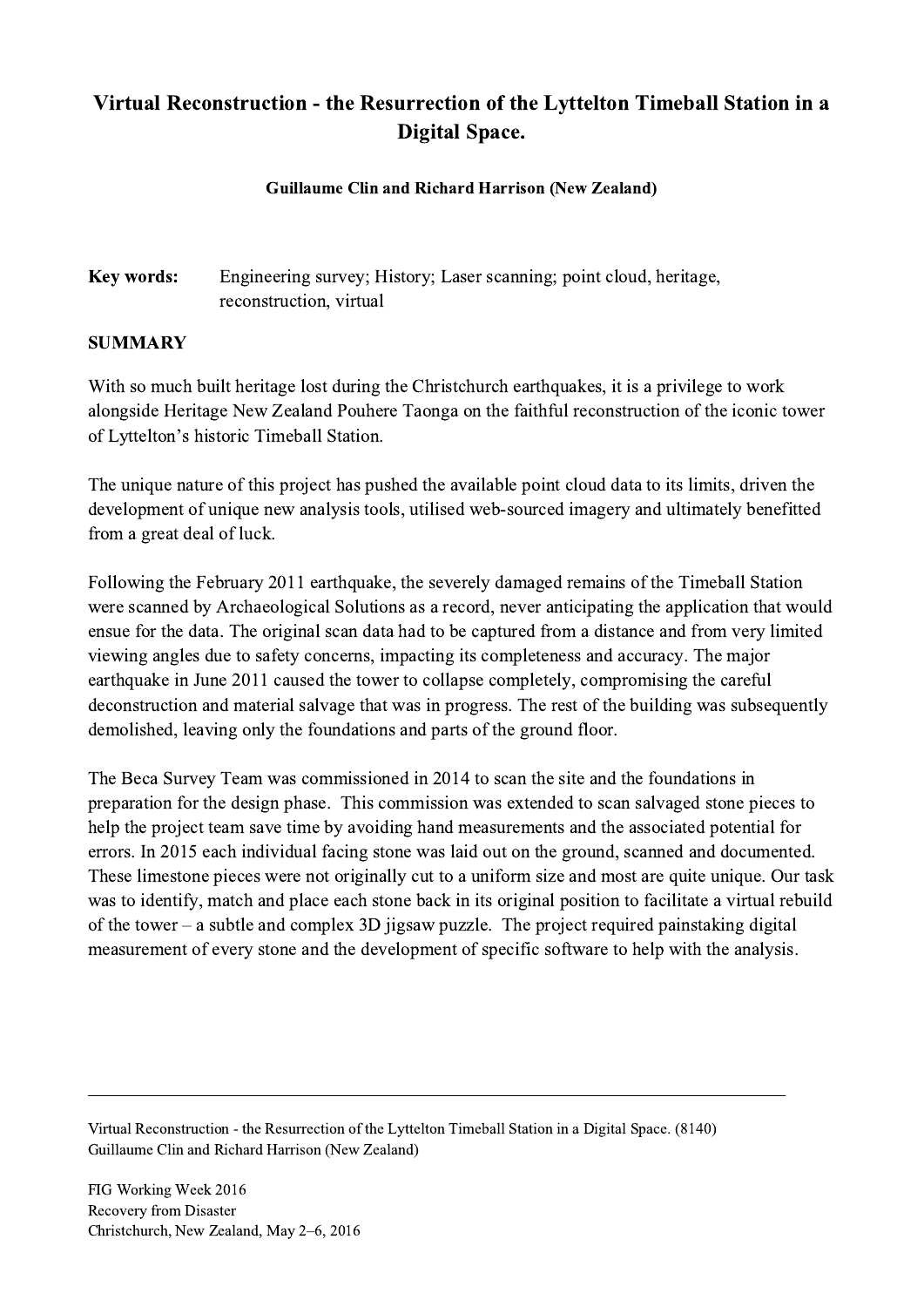# Virtual Reconstruction - the Resurrection of the Lyttelton Timeball Station in a Digital Space.

**Guillaume Clin and Richard Harrison (New Zealand)**

**Key words:** Engineering survey; History; Laser scanning; point cloud, heritage, reconstruction, virtual

## SUMMARY

With so much built heritage lost during the Christchurch earthquakes, it is a privilege to work alongside Heritage New Zealand Pouhere Taonga on the faithful reconstruction of the iconic tower of Lyttelton's historic Timeball Station.

The unique nature of this project has pushed the available point cloud data to its limits, driven the development of unique new analysis tools, utilised web-sourced imagery and ultimately benefitted from a great deal of luck.

Following the February 2011 earthquake, the severely damaged remains of the Timeball Station were scanned by Archaeological Solutions as a record, never anticipating the application that would ensue for the data. The original scan data had to be captured from a distance and from very limited viewing angles due to safety concerns, impacting its completeness and accuracy. The major earthquake in June 2011 caused the tower to collapse completely, compromising the careful deconstruction and material salvage that was in progress. The rest of the building was subsequently demolished, leaving only the foundations and parts of the ground floor.

The Beca Survey Team was commissioned in 2014 to scan the site and the foundations in preparation for the design phase. This commission was extended to scan salvaged stone pieces to help the project team save time by avoiding hand measurements and the associated potential for errors. In 2015 each individual facing stone was laid out on the ground, scanned and documented. These limestone pieces were not originally cut to a uniform size and most are quite unique. Our task was to identify, match and place each stone back in its original position to facilitate a virtual rebuild of the tower – a subtle and complex 3D jigsaw puzzle. The project required painstaking digital measurement of every stone and the development of specific software to help with the analysis.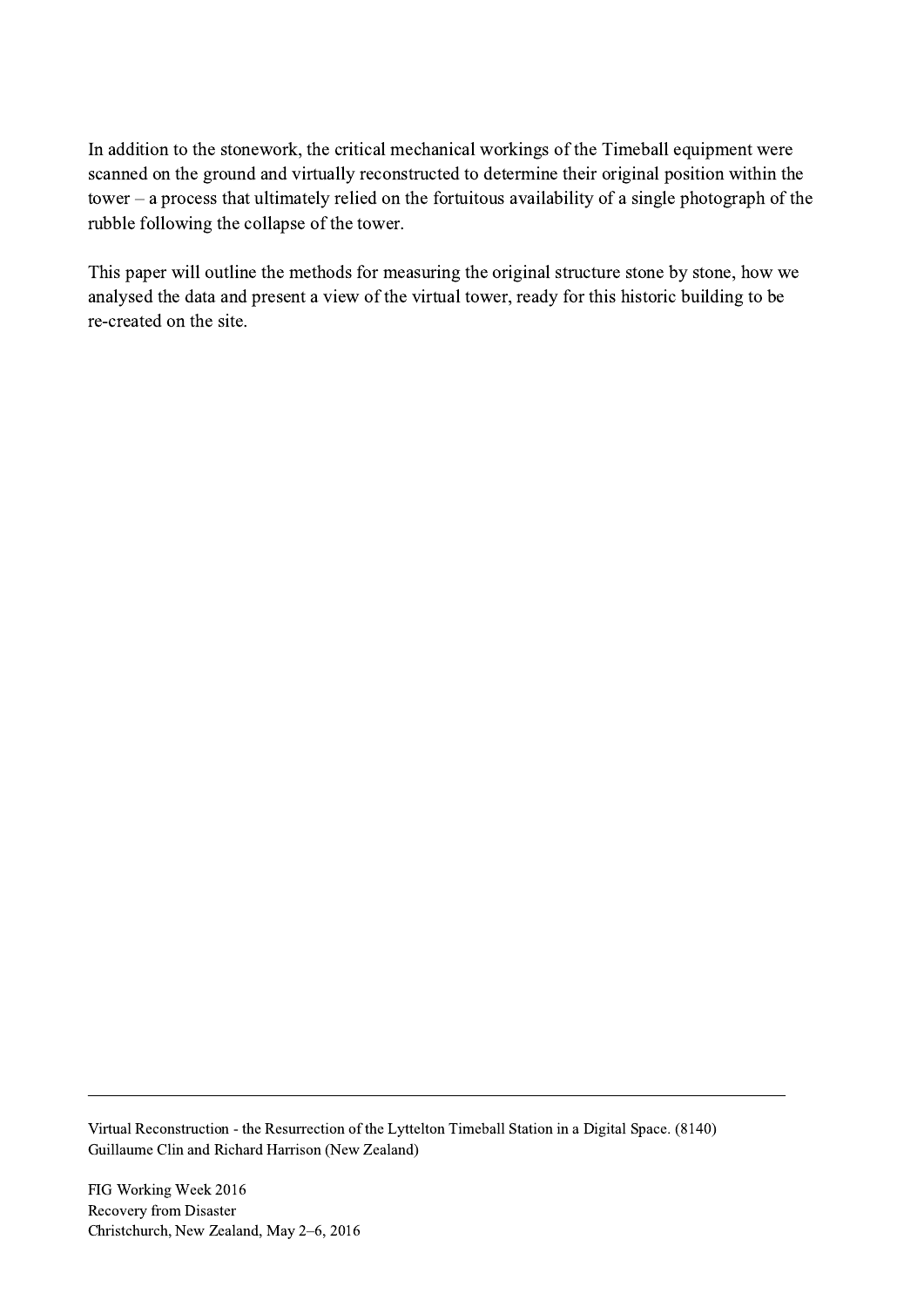In addition to the stonework, the critical mechanical workings of the Timeball equipment were scanned on the ground and virtually reconstructed to determine their original position within the tower – a process that ultimately relied on the fortuitous availability of a single photograph of the rubble following the collapse of the tower.

This paper will outline the methods for measuring the original structure stone by stone, how we analysed the data and present a view of the virtual tower, ready for this historic building to be re-created on the site.